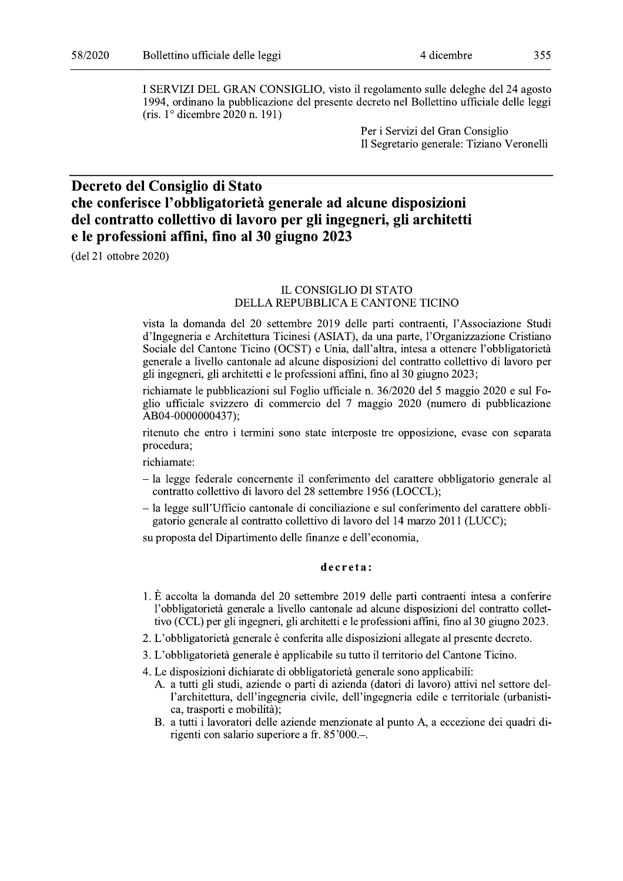I SERVIZI DEL GRAN CONSIGLIO, visto il regolamento sulle deleghe del 24 agosto 1994, ordinano la pubblicazione del presente decreto nel Bollettino ufficiale delle leggi (ris. 1° dicembre 2020 n. 191)

Per i Servizi del Gran Consiglio
Il Segretario generale: Tiziano Veronelli

# Decreto del Consiglio di Stato che conferisce l'obbligatorietà generale ad alcune disposizioni del contratto collettivo di lavoro per gli ingegneri, gli architetti e le professioni affini, fino al 30 giugno 2023

(del 21 ottobre 2020)

IL CONSIGLIO DI STATO
DELLA REPUBBLICA E CANTONE TICINO

vista la domanda del 20 settembre 2019 delle parti contraenti, l'Associazione Studi d'Ingegneria e Architettura Ticinesi (ASIAT), da una parte, l'Organizzazione Cristiano Sociale del Cantone Ticino (OCST) e Unia, dall'altra, intesa a ottenere l'obbligatorietà generale a livello cantonale ad alcune disposizioni del contratto collettivo di lavoro per gli ingegneri, gli architetti e le professioni affini, fino al 30 giugno 2023;

richiamate le pubblicazioni sul Foglio ufficiale n. 36/2020 del 5 maggio 2020 e sul Foglio ufficiale svizzero di commercio del 7 maggio 2020 (numero di pubblicazione AB04-0000000437);

ritenuto che entro i termini sono state interposte tre opposizione, evase con separata procedura;

richiamate:

- la legge federale concernente il conferimento del carattere obbligatorio generale al contratto collettivo di lavoro del 28 settembre 1956 (LOCCL);
- la legge sull'Ufficio cantonale di conciliazione e sul conferimento del carattere obbligatorio generale al contratto collettivo di lavoro del 14 marzo 2011 (LUCC);

su proposta del Dipartimento delle finanze e dell'economia,

**decreta:**

1. È accolta la domanda del 20 settembre 2019 delle parti contraenti intesa a conferire l'obbligatorietà generale a livello cantonale ad alcune disposizioni del contratto collettivo (CCL) per gli ingegneri, gli architetti e le professioni affini, fino al 30 giugno 2023.
2. L'obbligatorietà generale è conferita alle disposizioni allegate al presente decreto.
3. L'obbligatorietà generale è applicabile su tutto il territorio del Cantone Ticino.
4. Le disposizioni dichiarate di obbligatorietà generale sono applicabili:
   A. a tutti gli studi, aziende o parti di azienda (datori di lavoro) attivi nel settore dell'architettura, dell'ingegneria civile, dell'ingegneria edile e territoriale (urbanistica, trasporti e mobilità);
   B. a tutti i lavoratori delle aziende menzionate al punto A, a eccezione dei quadri dirigenti con salario superiore a fr. 85'000.–.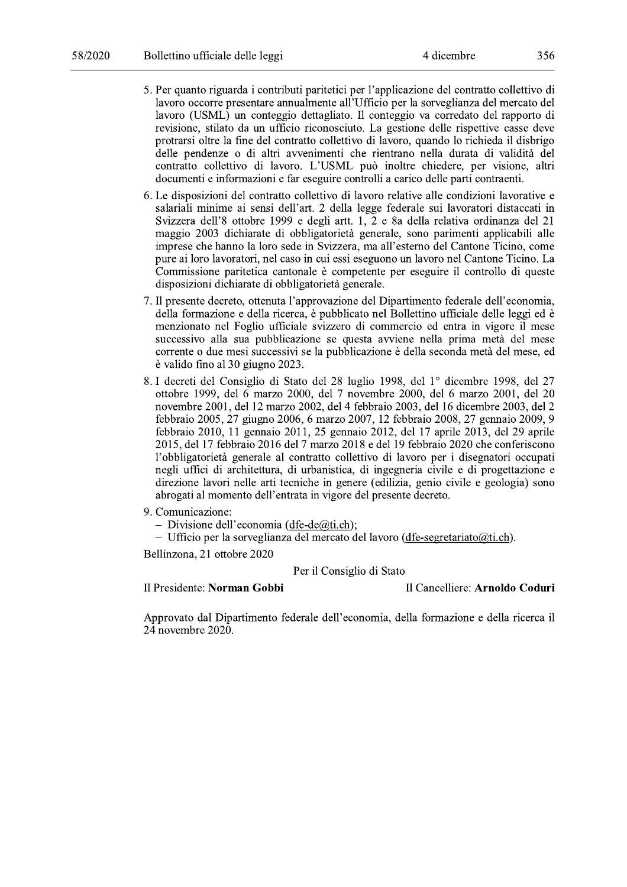5. Per quanto riguarda i contributi paritetici per l'applicazione del contratto collettivo di lavoro occorre presentare annualmente all'Ufficio per la sorveglianza del mercato del lavoro (USML) un conteggio dettagliato. Il conteggio va corredato del rapporto di revisione, stilato da un ufficio riconosciuto. La gestione delle rispettive casse deve protrarsi oltre la fine del contratto collettivo di lavoro, quando lo richieda il disbrigo delle pendenze o di altri avvenimenti che rientrano nella durata di validità del contratto collettivo di lavoro. L'USML può inoltre chiedere, per visione, altri documenti e informazioni e far eseguire controlli a carico delle parti contraenti.

6. Le disposizioni del contratto collettivo di lavoro relative alle condizioni lavorative e salariali minime ai sensi dell'art. 2 della legge federale sui lavoratori distaccati in Svizzera dell'8 ottobre 1999 e degli artt. 1, 2 e 8a della relativa ordinanza del 21 maggio 2003 dichiarate di obbligatorietà generale, sono parimenti applicabili alle imprese che hanno la loro sede in Svizzera, ma all'esterno del Cantone Ticino, come pure ai loro lavoratori, nel caso in cui essi eseguono un lavoro nel Cantone Ticino. La Commissione paritetica cantonale è competente per eseguire il controllo di queste disposizioni dichiarate di obbligatorietà generale.

7. Il presente decreto, ottenuta l'approvazione del Dipartimento federale dell'economia, della formazione e della ricerca, è pubblicato nel Bollettino ufficiale delle leggi ed è menzionato nel Foglio ufficiale svizzero di commercio ed entra in vigore il mese successivo alla sua pubblicazione se questa avviene nella prima metà del mese corrente o due mesi successivi se la pubblicazione è della seconda metà del mese, ed è valido fino al 30 giugno 2023.

8. I decreti del Consiglio di Stato del 28 luglio 1998, del 1° dicembre 1998, del 27 ottobre 1999, del 6 marzo 2000, del 7 novembre 2000, del 6 marzo 2001, del 20 novembre 2001, del 12 marzo 2002, del 4 febbraio 2003, del 16 dicembre 2003, del 2 febbraio 2005, 27 giugno 2006, 6 marzo 2007, 12 febbraio 2008, 27 gennaio 2009, 9 febbraio 2010, 11 gennaio 2011, 25 gennaio 2012, del 17 aprile 2013, del 29 aprile 2015, del 17 febbraio 2016 del 7 marzo 2018 e del 19 febbraio 2020 che conferiscono l'obbligatorietà generale al contratto collettivo di lavoro per i disegnatori occupati negli uffici di architettura, di urbanistica, di ingegneria civile e di progettazione e direzione lavori nelle arti tecniche in genere (edilizia, genio civile e geologia) sono abrogati al momento dell'entrata in vigore del presente decreto.

9. Comunicazione:
   - Divisione dell'economia (dfe-de@ti.ch);
   - Ufficio per la sorveglianza del mercato del lavoro (dfe-segretariato@ti.ch).

Bellinzona, 21 ottobre 2020

Per il Consiglio di Stato

Il Presidente: **Norman Gobbi** Il Cancelliere: **Arnoldo Coduri**

Approvato dal Dipartimento federale dell'economia, della formazione e della ricerca il 24 novembre 2020.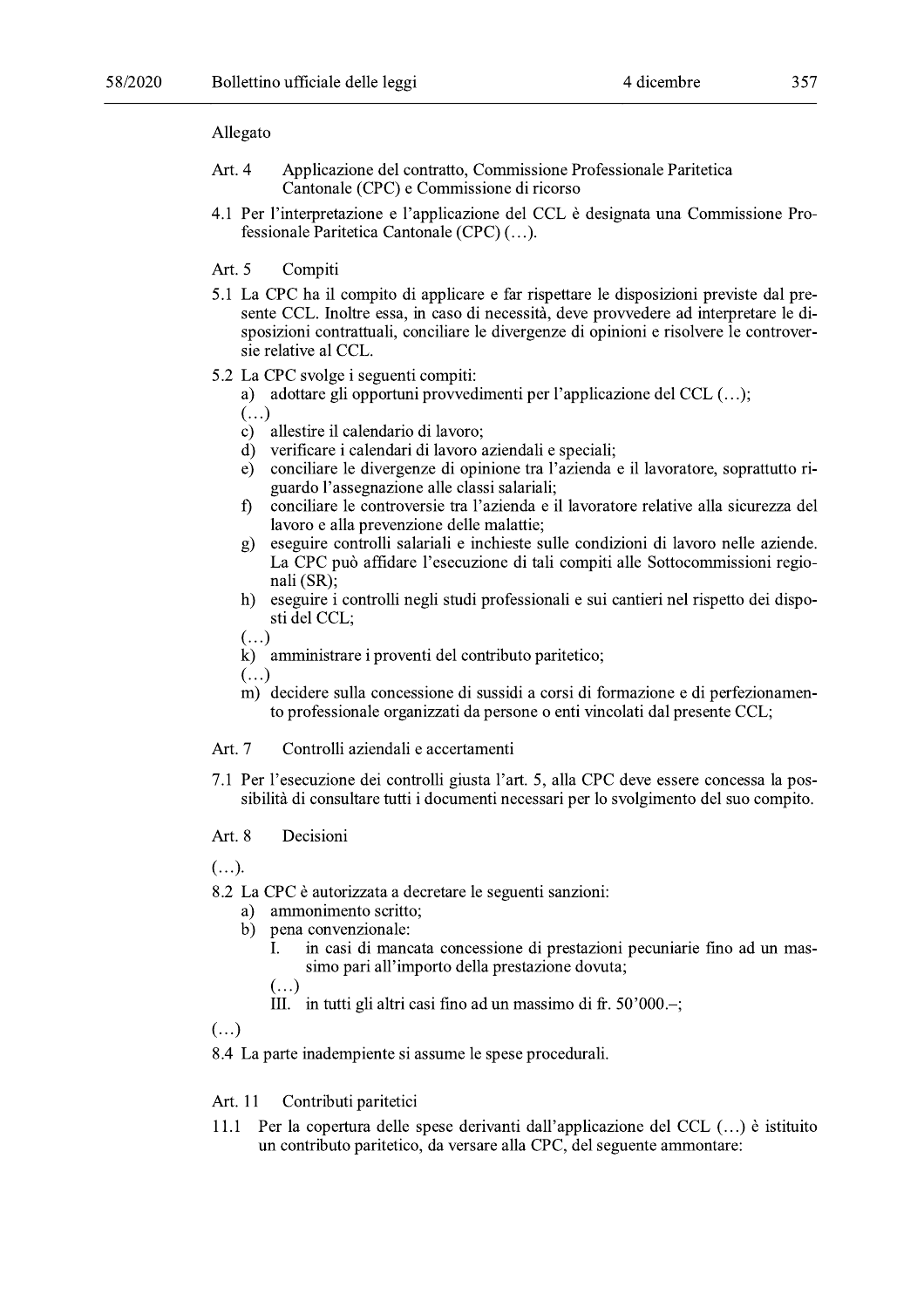Allegato

Art. 4 Applicazione del contratto, Commissione Professionale Paritetica Cantonale (CPC) e Commissione di ricorso

4.1 Per l'interpretazione e l'applicazione del CCL è designata una Commissione Professionale Paritetica Cantonale (CPC) (…).

Art. 5 Compiti

5.1 La CPC ha il compito di applicare e far rispettare le disposizioni previste dal presente CCL. Inoltre essa, in caso di necessità, deve provvedere ad interpretare le disposizioni contrattuali, conciliare le divergenze di opinioni e risolvere le controversie relative al CCL.

5.2 La CPC svolge i seguenti compiti:

a) adottare gli opportuni provvedimenti per l'applicazione del CCL (…);

(…)

c) allestire il calendario di lavoro;

d) verificare i calendari di lavoro aziendali e speciali;

e) conciliare le divergenze di opinione tra l'azienda e il lavoratore, soprattutto riguardo l'assegnazione alle classi salariali;

f) conciliare le controversie tra l'azienda e il lavoratore relative alla sicurezza del lavoro e alla prevenzione delle malattie;

g) eseguire controlli salariali e inchieste sulle condizioni di lavoro nelle aziende. La CPC può affidare l'esecuzione di tali compiti alle Sottocommissioni regionali (SR);

h) eseguire i controlli negli studi professionali e sui cantieri nel rispetto dei disposti del CCL;

(…)

k) amministrare i proventi del contributo paritetico;

(…)

m) decidere sulla concessione di sussidi a corsi di formazione e di perfezionamento professionale organizzati da persone o enti vincolati dal presente CCL;

Art. 7 Controlli aziendali e accertamenti

7.1 Per l'esecuzione dei controlli giusta l'art. 5, alla CPC deve essere concessa la possibilità di consultare tutti i documenti necessari per lo svolgimento del suo compito.

Art. 8 Decisioni

(…).

8.2 La CPC è autorizzata a decretare le seguenti sanzioni:

a) ammonimento scritto;

b) pena convenzionale:

I. in casi di mancata concessione di prestazioni pecuniarie fino ad un massimo pari all'importo della prestazione dovuta;

(…)

III. in tutti gli altri casi fino ad un massimo di fr. 50'000.–;

(…)

8.4 La parte inadempiente si assume le spese procedurali.

Art. 11 Contributi paritetici

11.1 Per la copertura delle spese derivanti dall'applicazione del CCL (…) è istituito un contributo paritetico, da versare alla CPC, del seguente ammontare: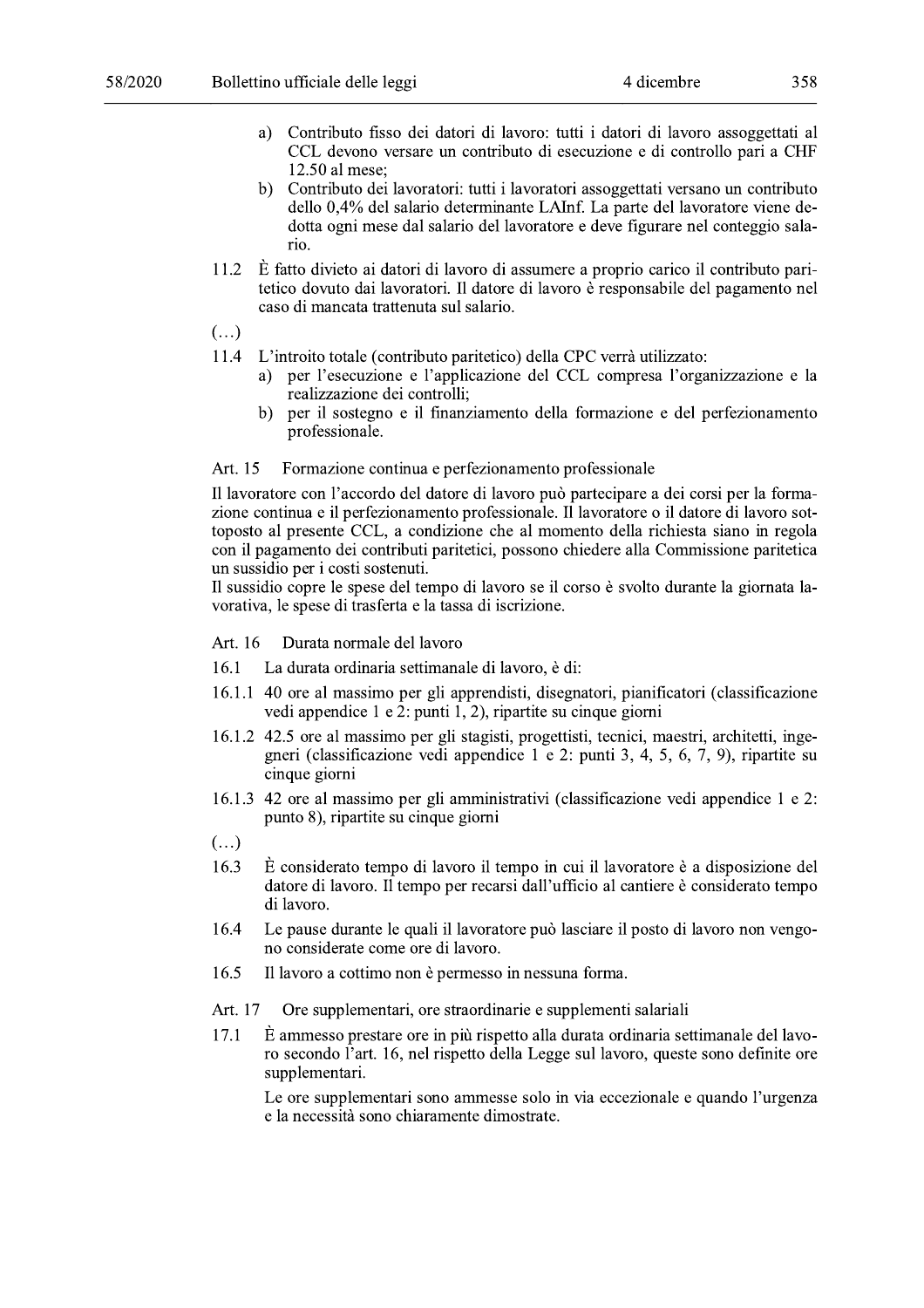a) Contributo fisso dei datori di lavoro: tutti i datori di lavoro assoggettati al CCL devono versare un contributo di esecuzione e di controllo pari a CHF 12.50 al mese;

b) Contributo dei lavoratori: tutti i lavoratori assoggettati versano un contributo dello 0,4% del salario determinante LAInf. La parte del lavoratore viene dedotta ogni mese dal salario del lavoratore e deve figurare nel conteggio salario.

11.2 È fatto divieto ai datori di lavoro di assumere a proprio carico il contributo paritetico dovuto dai lavoratori. Il datore di lavoro è responsabile del pagamento nel caso di mancata trattenuta sul salario.

(…)

11.4 L'introito totale (contributo paritetico) della CPC verrà utilizzato:

a) per l'esecuzione e l'applicazione del CCL compresa l'organizzazione e la realizzazione dei controlli;

b) per il sostegno e il finanziamento della formazione e del perfezionamento professionale.

Art. 15 Formazione continua e perfezionamento professionale

Il lavoratore con l'accordo del datore di lavoro può partecipare a dei corsi per la formazione continua e il perfezionamento professionale. Il lavoratore o il datore di lavoro sottoposto al presente CCL, a condizione che al momento della richiesta siano in regola con il pagamento dei contributi paritetici, possono chiedere alla Commissione paritetica un sussidio per i costi sostenuti.
Il sussidio copre le spese del tempo di lavoro se il corso è svolto durante la giornata lavorativa, le spese di trasferta e la tassa di iscrizione.

Art. 16 Durata normale del lavoro

16.1 La durata ordinaria settimanale di lavoro, è di:

16.1.1 40 ore al massimo per gli apprendisti, disegnatori, pianificatori (classificazione vedi appendice 1 e 2: punti 1, 2), ripartite su cinque giorni

16.1.2 42.5 ore al massimo per gli stagisti, progettisti, tecnici, maestri, architetti, ingegneri (classificazione vedi appendice 1 e 2: punti 3, 4, 5, 6, 7, 9), ripartite su cinque giorni

16.1.3 42 ore al massimo per gli amministrativi (classificazione vedi appendice 1 e 2: punto 8), ripartite su cinque giorni

(…)

16.3 È considerato tempo di lavoro il tempo in cui il lavoratore è a disposizione del datore di lavoro. Il tempo per recarsi dall'ufficio al cantiere è considerato tempo di lavoro.

16.4 Le pause durante le quali il lavoratore può lasciare il posto di lavoro non vengono considerate come ore di lavoro.

16.5 Il lavoro a cottimo non è permesso in nessuna forma.

Art. 17 Ore supplementari, ore straordinarie e supplementi salariali

17.1 È ammesso prestare ore in più rispetto alla durata ordinaria settimanale del lavoro secondo l'art. 16, nel rispetto della Legge sul lavoro, queste sono definite ore supplementari.

Le ore supplementari sono ammesse solo in via eccezionale e quando l'urgenza e la necessità sono chiaramente dimostrate.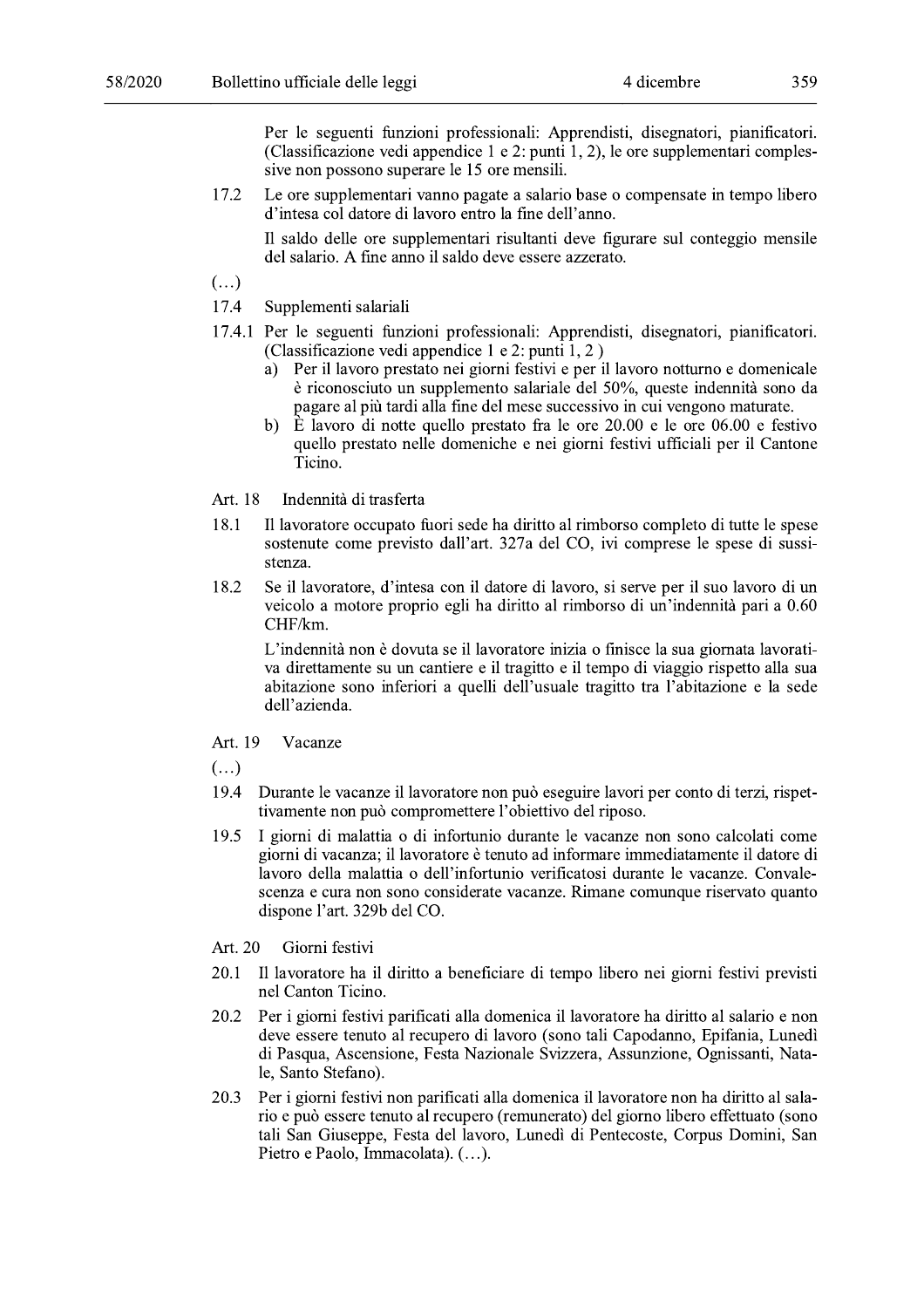Per le seguenti funzioni professionali: Apprendisti, disegnatori, pianificatori. (Classificazione vedi appendice 1 e 2: punti 1, 2), le ore supplementari complessive non possono superare le 15 ore mensili.

17.2 Le ore supplementari vanno pagate a salario base o compensate in tempo libero d'intesa col datore di lavoro entro la fine dell'anno.

Il saldo delle ore supplementari risultanti deve figurare sul conteggio mensile del salario. A fine anno il saldo deve essere azzerato.

(…)

17.4 Supplementi salariali

17.4.1 Per le seguenti funzioni professionali: Apprendisti, disegnatori, pianificatori. (Classificazione vedi appendice 1 e 2: punti 1, 2 )

a) Per il lavoro prestato nei giorni festivi e per il lavoro notturno e domenicale è riconosciuto un supplemento salariale del 50%, queste indennità sono da pagare al più tardi alla fine del mese successivo in cui vengono maturate.

b) È lavoro di notte quello prestato fra le ore 20.00 e le ore 06.00 e festivo quello prestato nelle domeniche e nei giorni festivi ufficiali per il Cantone Ticino.

### Art. 18 Indennità di trasferta

18.1 Il lavoratore occupato fuori sede ha diritto al rimborso completo di tutte le spese sostenute come previsto dall'art. 327a del CO, ivi comprese le spese di sussistenza.

18.2 Se il lavoratore, d'intesa con il datore di lavoro, si serve per il suo lavoro di un veicolo a motore proprio egli ha diritto al rimborso di un'indennità pari a 0.60 CHF/km.

L'indennità non è dovuta se il lavoratore inizia o finisce la sua giornata lavorativa direttamente su un cantiere e il tragitto e il tempo di viaggio rispetto alla sua abitazione sono inferiori a quelli dell'usuale tragitto tra l'abitazione e la sede dell'azienda.

### Art. 19 Vacanze

(…)

19.4 Durante le vacanze il lavoratore non può eseguire lavori per conto di terzi, rispettivamente non può compromettere l'obiettivo del riposo.

19.5 I giorni di malattia o di infortunio durante le vacanze non sono calcolati come giorni di vacanza; il lavoratore è tenuto ad informare immediatamente il datore di lavoro della malattia o dell'infortunio verificatosi durante le vacanze. Convalescenza e cura non sono considerate vacanze. Rimane comunque riservato quanto dispone l'art. 329b del CO.

### Art. 20 Giorni festivi

20.1 Il lavoratore ha il diritto a beneficiare di tempo libero nei giorni festivi previsti nel Canton Ticino.

20.2 Per i giorni festivi parificati alla domenica il lavoratore ha diritto al salario e non deve essere tenuto al recupero di lavoro (sono tali Capodanno, Epifania, Lunedì di Pasqua, Ascensione, Festa Nazionale Svizzera, Assunzione, Ognissanti, Natale, Santo Stefano).

20.3 Per i giorni festivi non parificati alla domenica il lavoratore non ha diritto al salario e può essere tenuto al recupero (remunerato) del giorno libero effettuato (sono tali San Giuseppe, Festa del lavoro, Lunedì di Pentecoste, Corpus Domini, San Pietro e Paolo, Immacolata). (…).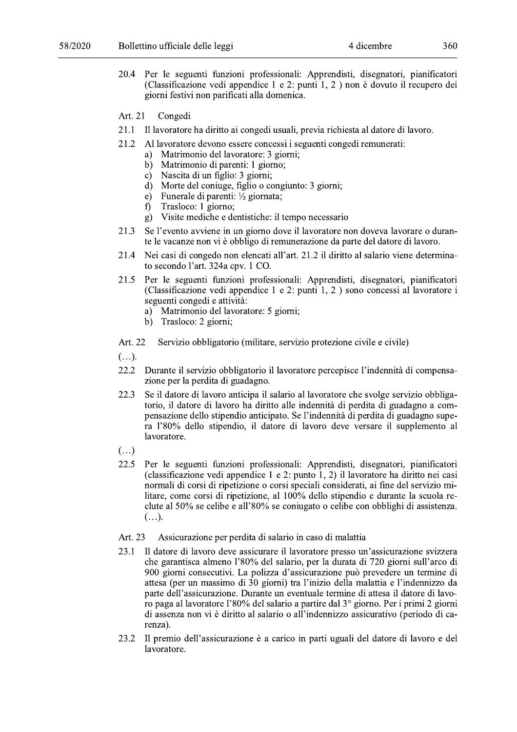20.4 Per le seguenti funzioni professionali: Apprendisti, disegnatori, pianificatori (Classificazione vedi appendice 1 e 2: punti 1, 2 ) non è dovuto il recupero dei giorni festivi non parificati alla domenica.

### Art. 21 Congedi

21.1 Il lavoratore ha diritto ai congedi usuali, previa richiesta al datore di lavoro.

21.2 Al lavoratore devono essere concessi i seguenti congedi remunerati:
   a) Matrimonio del lavoratore: 3 giorni;
   b) Matrimonio di parenti: 1 giorno;
   c) Nascita di un figlio: 3 giorni;
   d) Morte del coniuge, figlio o congiunto: 3 giorni;
   e) Funerale di parenti: ½ giornata;
   f) Trasloco: 1 giorno;
   g) Visite mediche e dentistiche: il tempo necessario

21.3 Se l'evento avviene in un giorno dove il lavoratore non doveva lavorare o durante le vacanze non vi è obbligo di remunerazione da parte del datore di lavoro.

21.4 Nei casi di congedo non elencati all'art. 21.2 il diritto al salario viene determinato secondo l'art. 324a cpv. 1 CO.

21.5 Per le seguenti funzioni professionali: Apprendisti, disegnatori, pianificatori (Classificazione vedi appendice 1 e 2: punti 1, 2 ) sono concessi al lavoratore i seguenti congedi e attività:
   a) Matrimonio del lavoratore: 5 giorni;
   b) Trasloco: 2 giorni;

### Art. 22 Servizio obbligatorio (militare, servizio protezione civile e civile)

(…).

22.2 Durante il servizio obbligatorio il lavoratore percepisce l'indennità di compensazione per la perdita di guadagno.

22.3 Se il datore di lavoro anticipa il salario al lavoratore che svolge servizio obbligatorio, il datore di lavoro ha diritto alle indennità di perdita di guadagno a compensazione dello stipendio anticipato. Se l'indennità di perdita di guadagno supera l'80% dello stipendio, il datore di lavoro deve versare il supplemento al lavoratore.

(…)

22.5 Per le seguenti funzioni professionali: Apprendisti, disegnatori, pianificatori (classificazione vedi appendice 1 e 2: punto 1, 2) il lavoratore ha diritto nei casi normali di corsi di ripetizione o corsi speciali considerati, ai fine del servizio militare, come corsi di ripetizione, al 100% dello stipendio e durante la scuola reclute al 50% se celibe e all'80% se coniugato o celibe con obblighi di assistenza. (…).

### Art. 23 Assicurazione per perdita di salario in caso di malattia

23.1 Il datore di lavoro deve assicurare il lavoratore presso un'assicurazione svizzera che garantisca almeno l'80% del salario, per la durata di 720 giorni sull'arco di 900 giorni consecutivi. La polizza d'assicurazione può prevedere un termine di attesa (per un massimo di 30 giorni) tra l'inizio della malattia e l'indennizzo da parte dell'assicurazione. Durante un eventuale termine di attesa il datore di lavoro paga al lavoratore l'80% del salario a partire dal 3° giorno. Per i primi 2 giorni di assenza non vi è diritto al salario o all'indennizzo assicurativo (periodo di carenza).

23.2 Il premio dell'assicurazione è a carico in parti uguali del datore di lavoro e del lavoratore.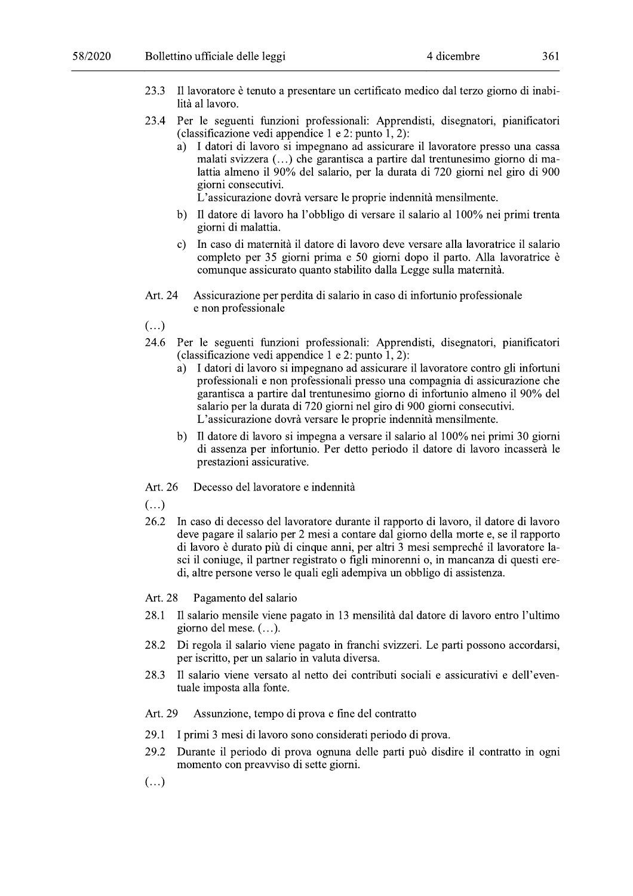23.3 Il lavoratore è tenuto a presentare un certificato medico dal terzo giorno di inabilità al lavoro.

23.4 Per le seguenti funzioni professionali: Apprendisti, disegnatori, pianificatori (classificazione vedi appendice 1 e 2: punto 1, 2):

a) I datori di lavoro si impegnano ad assicurare il lavoratore presso una cassa malati svizzera (…) che garantisca a partire dal trentunesimo giorno di malattia almeno il 90% del salario, per la durata di 720 giorni nel giro di 900 giorni consecutivi.
L'assicurazione dovrà versare le proprie indennità mensilmente.

b) Il datore di lavoro ha l'obbligo di versare il salario al 100% nei primi trenta giorni di malattia.

c) In caso di maternità il datore di lavoro deve versare alla lavoratrice il salario completo per 35 giorni prima e 50 giorni dopo il parto. Alla lavoratrice è comunque assicurato quanto stabilito dalla Legge sulla maternità.

Art. 24 Assicurazione per perdita di salario in caso di infortunio professionale e non professionale

(…)

24.6 Per le seguenti funzioni professionali: Apprendisti, disegnatori, pianificatori (classificazione vedi appendice 1 e 2: punto 1, 2):

a) I datori di lavoro si impegnano ad assicurare il lavoratore contro gli infortuni professionali e non professionali presso una compagnia di assicurazione che garantisca a partire dal trentunesimo giorno di infortunio almeno il 90% del salario per la durata di 720 giorni nel giro di 900 giorni consecutivi.
L'assicurazione dovrà versare le proprie indennità mensilmente.

b) Il datore di lavoro si impegna a versare il salario al 100% nei primi 30 giorni di assenza per infortunio. Per detto periodo il datore di lavoro incasserà le prestazioni assicurative.

Art. 26 Decesso del lavoratore e indennità

(…)

26.2 In caso di decesso del lavoratore durante il rapporto di lavoro, il datore di lavoro deve pagare il salario per 2 mesi a contare dal giorno della morte e, se il rapporto di lavoro è durato più di cinque anni, per altri 3 mesi sempreché il lavoratore lasci il coniuge, il partner registrato o figli minorenni o, in mancanza di questi eredi, altre persone verso le quali egli adempiva un obbligo di assistenza.

Art. 28 Pagamento del salario

28.1 Il salario mensile viene pagato in 13 mensilità dal datore di lavoro entro l'ultimo giorno del mese. (…).

28.2 Di regola il salario viene pagato in franchi svizzeri. Le parti possono accordarsi, per iscritto, per un salario in valuta diversa.

28.3 Il salario viene versato al netto dei contributi sociali e assicurativi e dell'eventuale imposta alla fonte.

Art. 29 Assunzione, tempo di prova e fine del contratto

29.1 I primi 3 mesi di lavoro sono considerati periodo di prova.

29.2 Durante il periodo di prova ognuna delle parti può disdire il contratto in ogni momento con preavviso di sette giorni.

(…)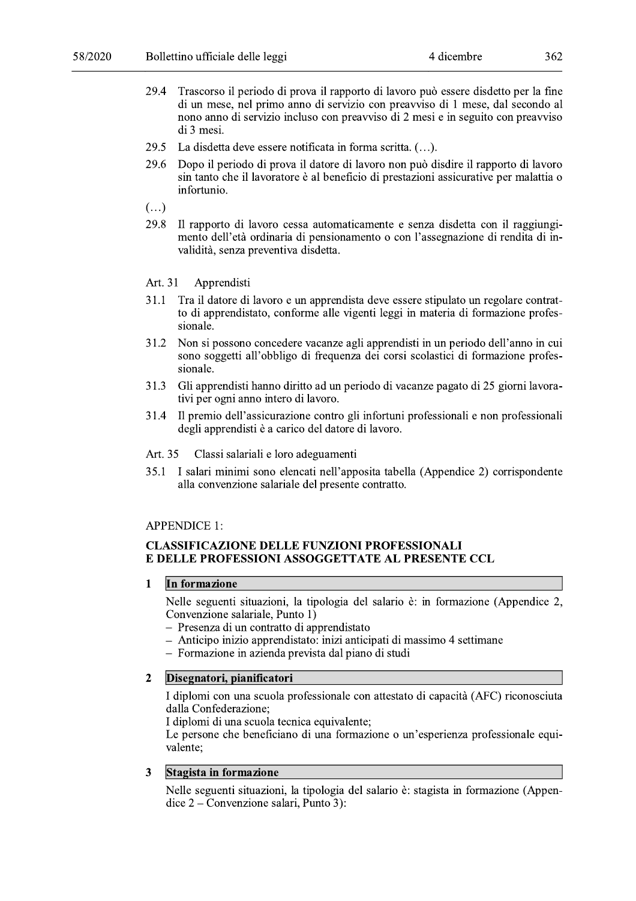29.4 Trascorso il periodo di prova il rapporto di lavoro può essere disdetto per la fine di un mese, nel primo anno di servizio con preavviso di 1 mese, dal secondo al nono anno di servizio incluso con preavviso di 2 mesi e in seguito con preavviso di 3 mesi.

29.5 La disdetta deve essere notificata in forma scritta. (…).

29.6 Dopo il periodo di prova il datore di lavoro non può disdire il rapporto di lavoro sin tanto che il lavoratore è al beneficio di prestazioni assicurative per malattia o infortunio.

(…)

29.8 Il rapporto di lavoro cessa automaticamente e senza disdetta con il raggiungimento dell'età ordinaria di pensionamento o con l'assegnazione di rendita di invalidità, senza preventiva disdetta.

Art. 31 Apprendisti

31.1 Tra il datore di lavoro e un apprendista deve essere stipulato un regolare contratto di apprendistato, conforme alle vigenti leggi in materia di formazione professionale.

31.2 Non si possono concedere vacanze agli apprendisti in un periodo dell'anno in cui sono soggetti all'obbligo di frequenza dei corsi scolastici di formazione professionale.

31.3 Gli apprendisti hanno diritto ad un periodo di vacanze pagato di 25 giorni lavorativi per ogni anno intero di lavoro.

31.4 Il premio dell'assicurazione contro gli infortuni professionali e non professionali degli apprendisti è a carico del datore di lavoro.

Art. 35 Classi salariali e loro adeguamenti

35.1 I salari minimi sono elencati nell'apposita tabella (Appendice 2) corrispondente alla convenzione salariale del presente contratto.

APPENDICE 1:

**CLASSIFICAZIONE DELLE FUNZIONI PROFESSIONALI E DELLE PROFESSIONI ASSOGGETTATE AL PRESENTE CCL**

**1 In formazione**

Nelle seguenti situazioni, la tipologia del salario è: in formazione (Appendice 2, Convenzione salariale, Punto 1)

- Presenza di un contratto di apprendistato
- Anticipo inizio apprendistato: inizi anticipati di massimo 4 settimane
- Formazione in azienda prevista dal piano di studi

**2 Disegnatori, pianificatori**

I diplomi con una scuola professionale con attestato di capacità (AFC) riconosciuta dalla Confederazione;
I diplomi di una scuola tecnica equivalente;
Le persone che beneficiano di una formazione o un'esperienza professionale equivalente;

**3 Stagista in formazione**

Nelle seguenti situazioni, la tipologia del salario è: stagista in formazione (Appendice 2 – Convenzione salari, Punto 3):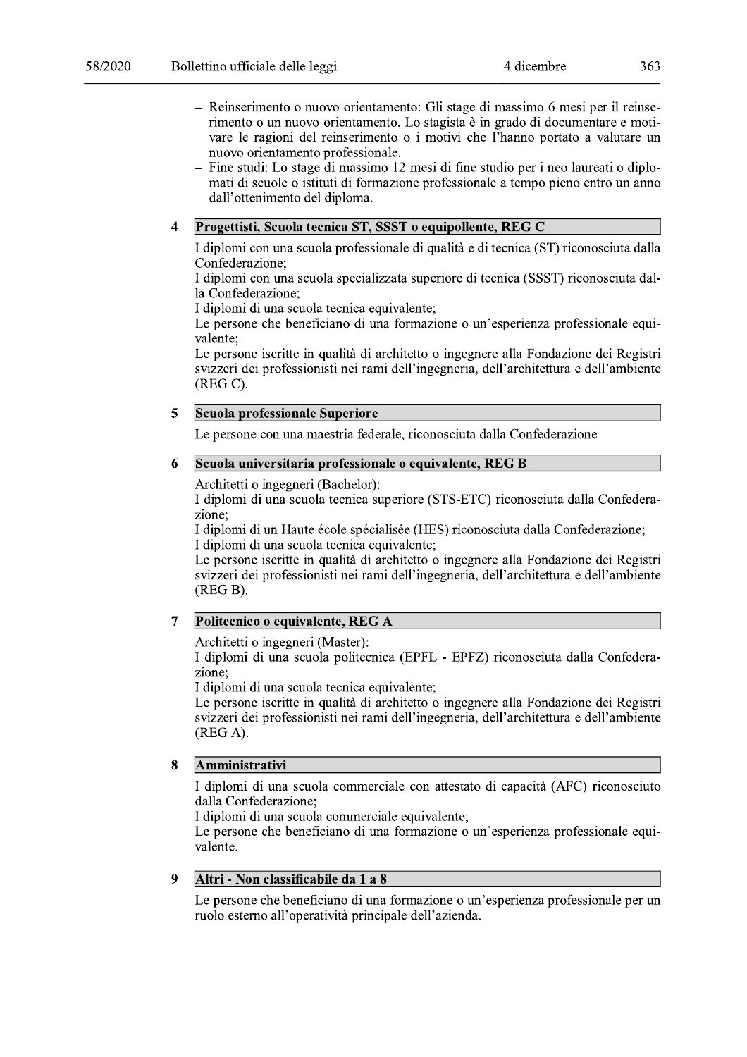- Reinserimento o nuovo orientamento: Gli stage di massimo 6 mesi per il reinserimento o un nuovo orientamento. Lo stagista è in grado di documentare e motivare le ragioni del reinserimento o i motivi che l'hanno portato a valutare un nuovo orientamento professionale.
- Fine studi: Lo stage di massimo 12 mesi di fine studio per i neo laureati o diplomati di scuole o istituti di formazione professionale a tempo pieno entro un anno dall'ottenimento del diploma.

**4 Progettisti, Scuola tecnica ST, SSST o equipollente, REG C**

I diplomi con una scuola professionale di qualità e di tecnica (ST) riconosciuta dalla Confederazione;
I diplomi con una scuola specializzata superiore di tecnica (SSST) riconosciuta dalla Confederazione;
I diplomi di una scuola tecnica equivalente;
Le persone che beneficiano di una formazione o un'esperienza professionale equivalente;
Le persone iscritte in qualità di architetto o ingegnere alla Fondazione dei Registri svizzeri dei professionisti nei rami dell'ingegneria, dell'architettura e dell'ambiente (REG C).

**5 Scuola professionale Superiore**

Le persone con una maestria federale, riconosciuta dalla Confederazione

**6 Scuola universitaria professionale o equivalente, REG B**

Architetti o ingegneri (Bachelor):
I diplomi di una scuola tecnica superiore (STS-ETC) riconosciuta dalla Confederazione;
I diplomi di un Haute école spécialisée (HES) riconosciuta dalla Confederazione;
I diplomi di una scuola tecnica equivalente;
Le persone iscritte in qualità di architetto o ingegnere alla Fondazione dei Registri svizzeri dei professionisti nei rami dell'ingegneria, dell'architettura e dell'ambiente (REG B).

**7 Politecnico o equivalente, REG A**

Architetti o ingegneri (Master):
I diplomi di una scuola politecnica (EPFL - EPFZ) riconosciuta dalla Confederazione;
I diplomi di una scuola tecnica equivalente;
Le persone iscritte in qualità di architetto o ingegnere alla Fondazione dei Registri svizzeri dei professionisti nei rami dell'ingegneria, dell'architettura e dell'ambiente (REG A).

**8 Amministrativi**

I diplomi di una scuola commerciale con attestato di capacità (AFC) riconosciuto dalla Confederazione;
I diplomi di una scuola commerciale equivalente;
Le persone che beneficiano di una formazione o un'esperienza professionale equivalente.

**9 Altri - Non classificabile da 1 a 8**

Le persone che beneficiano di una formazione o un'esperienza professionale per un ruolo esterno all'operatività principale dell'azienda.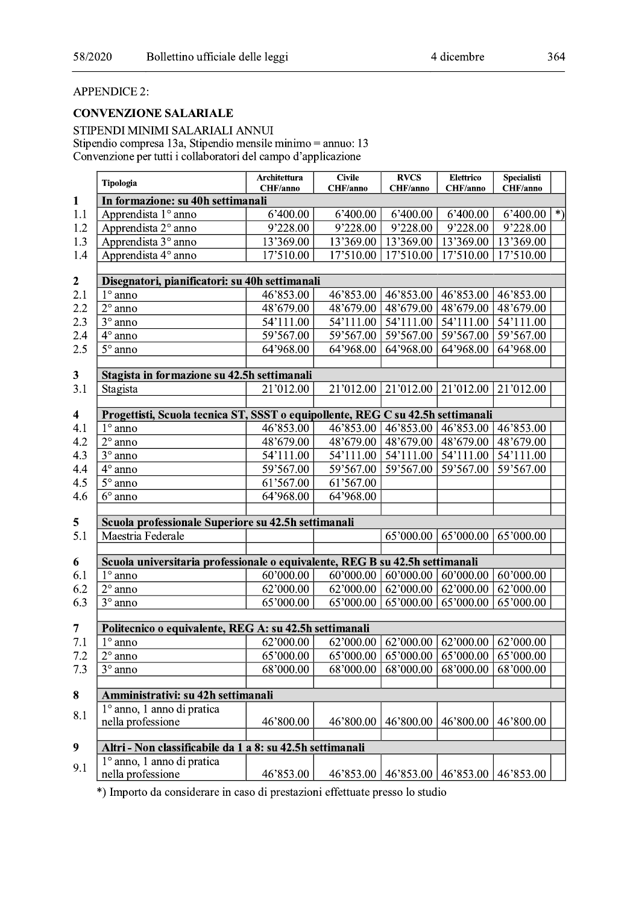APPENDICE 2:

**CONVENZIONE SALARIALE**

STIPENDI MINIMI SALARIALI ANNUI
Stipendio compresa 13a, Stipendio mensile minimo = annuo: 13
Convenzione per tutti i collaboratori del campo d'applicazione

| | Tipologia | Architettura CHF/anno | Civile CHF/anno | RVCS CHF/anno | Elettrico CHF/anno | Specialisti CHF/anno | |
|---|---|---|---|---|---|---|---|
| **1** | **In formazione: su 40h settimanali** | | | | | | |
| 1.1 | Apprendista 1° anno | 6'400.00 | 6'400.00 | 6'400.00 | 6'400.00 | 6'400.00 | *) |
| 1.2 | Apprendista 2° anno | 9'228.00 | 9'228.00 | 9'228.00 | 9'228.00 | 9'228.00 | |
| 1.3 | Apprendista 3° anno | 13'369.00 | 13'369.00 | 13'369.00 | 13'369.00 | 13'369.00 | |
| 1.4 | Apprendista 4° anno | 17'510.00 | 17'510.00 | 17'510.00 | 17'510.00 | 17'510.00 | |
| **2** | **Disegnatori, pianificatori: su 40h settimanali** | | | | | | |
| 2.1 | 1° anno | 46'853.00 | 46'853.00 | 46'853.00 | 46'853.00 | 46'853.00 | |
| 2.2 | 2° anno | 48'679.00 | 48'679.00 | 48'679.00 | 48'679.00 | 48'679.00 | |
| 2.3 | 3° anno | 54'111.00 | 54'111.00 | 54'111.00 | 54'111.00 | 54'111.00 | |
| 2.4 | 4° anno | 59'567.00 | 59'567.00 | 59'567.00 | 59'567.00 | 59'567.00 | |
| 2.5 | 5° anno | 64'968.00 | 64'968.00 | 64'968.00 | 64'968.00 | 64'968.00 | |
| **3** | **Stagista in formazione su 42.5h settimanali** | | | | | | |
| 3.1 | Stagista | 21'012.00 | 21'012.00 | 21'012.00 | 21'012.00 | 21'012.00 | |
| **4** | **Progettisti, Scuola tecnica ST, SSST o equipollente, REG C su 42.5h settimanali** | | | | | | |
| 4.1 | 1° anno | 46'853.00 | 46'853.00 | 46'853.00 | 46'853.00 | 46'853.00 | |
| 4.2 | 2° anno | 48'679.00 | 48'679.00 | 48'679.00 | 48'679.00 | 48'679.00 | |
| 4.3 | 3° anno | 54'111.00 | 54'111.00 | 54'111.00 | 54'111.00 | 54'111.00 | |
| 4.4 | 4° anno | 59'567.00 | 59'567.00 | 59'567.00 | 59'567.00 | 59'567.00 | |
| 4.5 | 5° anno | 61'567.00 | 61'567.00 | | | | |
| 4.6 | 6° anno | 64'968.00 | 64'968.00 | | | | |
| **5** | **Scuola professionale Superiore su 42.5h settimanali** | | | | | | |
| 5.1 | Maestria Federale | | | 65'000.00 | 65'000.00 | 65'000.00 | |
| **6** | **Scuola universitaria professionale o equivalente, REG B su 42.5h settimanali** | | | | | | |
| 6.1 | 1° anno | 60'000.00 | 60'000.00 | 60'000.00 | 60'000.00 | 60'000.00 | |
| 6.2 | 2° anno | 62'000.00 | 62'000.00 | 62'000.00 | 62'000.00 | 62'000.00 | |
| 6.3 | 3° anno | 65'000.00 | 65'000.00 | 65'000.00 | 65'000.00 | 65'000.00 | |
| **7** | **Politecnico o equivalente, REG A: su 42.5h settimanali** | | | | | | |
| 7.1 | 1° anno | 62'000.00 | 62'000.00 | 62'000.00 | 62'000.00 | 62'000.00 | |
| 7.2 | 2° anno | 65'000.00 | 65'000.00 | 65'000.00 | 65'000.00 | 65'000.00 | |
| 7.3 | 3° anno | 68'000.00 | 68'000.00 | 68'000.00 | 68'000.00 | 68'000.00 | |
| **8** | **Amministrativi: su 42h settimanali** | | | | | | |
| 8.1 | 1° anno, 1 anno di pratica nella professione | 46'800.00 | 46'800.00 | 46'800.00 | 46'800.00 | 46'800.00 | |
| **9** | **Altri - Non classificabile da 1 a 8: su 42.5h settimanali** | | | | | | |
| 9.1 | 1° anno, 1 anno di pratica nella professione | 46'853.00 | 46'853.00 | 46'853.00 | 46'853.00 | 46'853.00 | |

*) Importo da considerare in caso di prestazioni effettuate presso lo studio